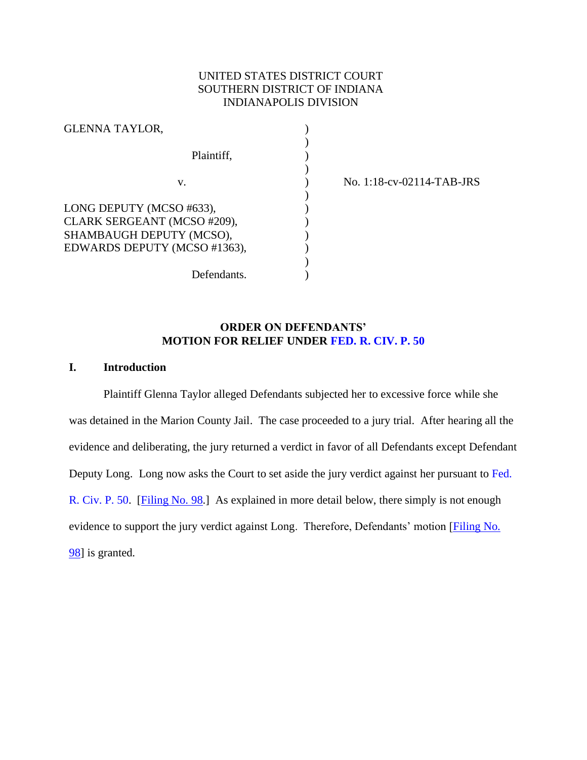UNITED STATES DISTRICT COURT
SOUTHERN DISTRICT OF INDIANA
INDIANAPOLIS DIVISION

| | | |
|---|---|---|
| GLENNA TAYLOR, | ) | |
| | ) | |
| Plaintiff, | ) | |
| | ) | |
| v. | ) | No. 1:18-cv-02114-TAB-JRS |
| | ) | |
| LONG DEPUTY (MCSO #633), CLARK SERGEANT (MCSO #209), SHAMBAUGH DEPUTY (MCSO), EDWARDS DEPUTY (MCSO #1363), | ) | |
| | ) | |
| Defendants. | ) | |

**ORDER ON DEFENDANTS' MOTION FOR RELIEF UNDER FED. R. CIV. P. 50**

## I. Introduction

Plaintiff Glenna Taylor alleged Defendants subjected her to excessive force while she was detained in the Marion County Jail. The case proceeded to a jury trial. After hearing all the evidence and deliberating, the jury returned a verdict in favor of all Defendants except Defendant Deputy Long. Long now asks the Court to set aside the jury verdict against her pursuant to Fed. R. Civ. P. 50. [Filing No. 98.] As explained in more detail below, there simply is not enough evidence to support the jury verdict against Long. Therefore, Defendants' motion [Filing No. 98] is granted.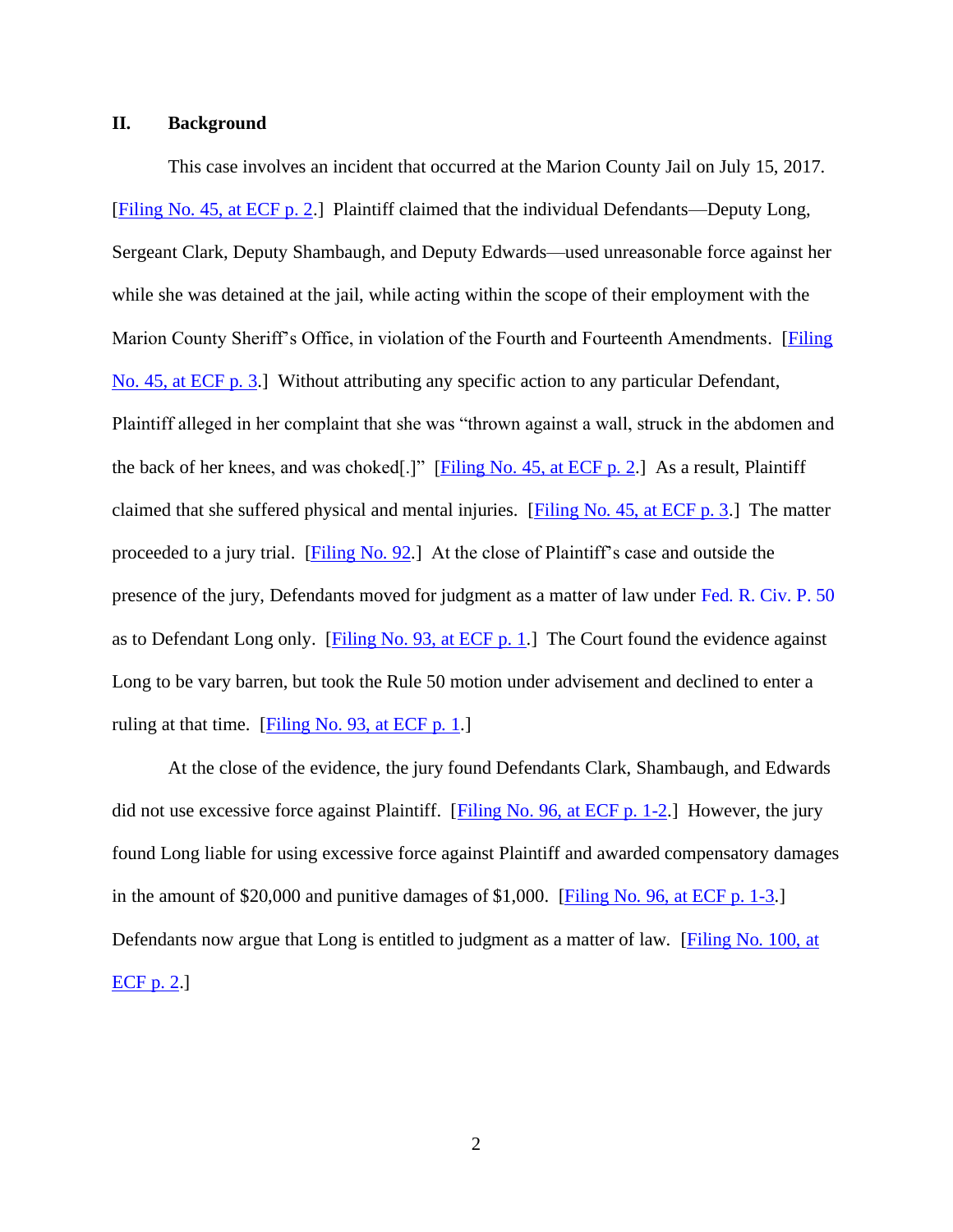## II. Background

This case involves an incident that occurred at the Marion County Jail on July 15, 2017. [Filing No. 45, at ECF p. 2.] Plaintiff claimed that the individual Defendants—Deputy Long, Sergeant Clark, Deputy Shambaugh, and Deputy Edwards—used unreasonable force against her while she was detained at the jail, while acting within the scope of their employment with the Marion County Sheriff's Office, in violation of the Fourth and Fourteenth Amendments. [Filing No. 45, at ECF p. 3.] Without attributing any specific action to any particular Defendant, Plaintiff alleged in her complaint that she was "thrown against a wall, struck in the abdomen and the back of her knees, and was choked[.]" [Filing No. 45, at ECF p. 2.] As a result, Plaintiff claimed that she suffered physical and mental injuries. [Filing No. 45, at ECF p. 3.] The matter proceeded to a jury trial. [Filing No. 92.] At the close of Plaintiff's case and outside the presence of the jury, Defendants moved for judgment as a matter of law under Fed. R. Civ. P. 50 as to Defendant Long only. [Filing No. 93, at ECF p. 1.] The Court found the evidence against Long to be vary barren, but took the Rule 50 motion under advisement and declined to enter a ruling at that time. [Filing No. 93, at ECF p. 1.]

At the close of the evidence, the jury found Defendants Clark, Shambaugh, and Edwards did not use excessive force against Plaintiff. [Filing No. 96, at ECF p. 1-2.] However, the jury found Long liable for using excessive force against Plaintiff and awarded compensatory damages in the amount of $20,000 and punitive damages of $1,000. [Filing No. 96, at ECF p. 1-3.] Defendants now argue that Long is entitled to judgment as a matter of law. [Filing No. 100, at ECF p. 2.]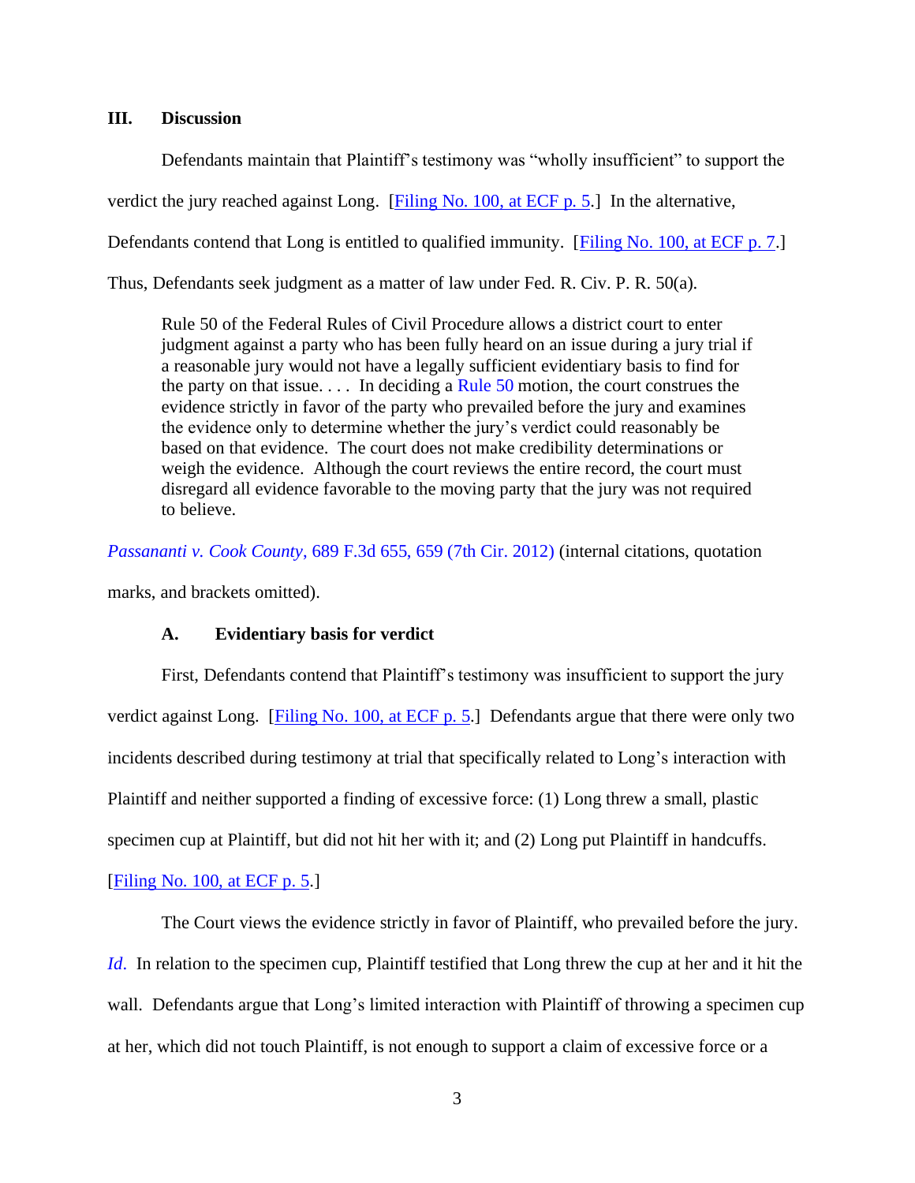## III. Discussion

Defendants maintain that Plaintiff's testimony was "wholly insufficient" to support the verdict the jury reached against Long. [Filing No. 100, at ECF p. 5.] In the alternative, Defendants contend that Long is entitled to qualified immunity. [Filing No. 100, at ECF p. 7.] Thus, Defendants seek judgment as a matter of law under Fed. R. Civ. P. R. 50(a).

> Rule 50 of the Federal Rules of Civil Procedure allows a district court to enter judgment against a party who has been fully heard on an issue during a jury trial if a reasonable jury would not have a legally sufficient evidentiary basis to find for the party on that issue. . . . In deciding a Rule 50 motion, the court construes the evidence strictly in favor of the party who prevailed before the jury and examines the evidence only to determine whether the jury's verdict could reasonably be based on that evidence. The court does not make credibility determinations or weigh the evidence. Although the court reviews the entire record, the court must disregard all evidence favorable to the moving party that the jury was not required to believe.

*Passananti v. Cook County*, 689 F.3d 655, 659 (7th Cir. 2012) (internal citations, quotation marks, and brackets omitted).

### A. Evidentiary basis for verdict

First, Defendants contend that Plaintiff's testimony was insufficient to support the jury verdict against Long. [Filing No. 100, at ECF p. 5.] Defendants argue that there were only two incidents described during testimony at trial that specifically related to Long's interaction with Plaintiff and neither supported a finding of excessive force: (1) Long threw a small, plastic specimen cup at Plaintiff, but did not hit her with it; and (2) Long put Plaintiff in handcuffs. [Filing No. 100, at ECF p. 5.]

The Court views the evidence strictly in favor of Plaintiff, who prevailed before the jury. *Id*. In relation to the specimen cup, Plaintiff testified that Long threw the cup at her and it hit the wall. Defendants argue that Long's limited interaction with Plaintiff of throwing a specimen cup at her, which did not touch Plaintiff, is not enough to support a claim of excessive force or a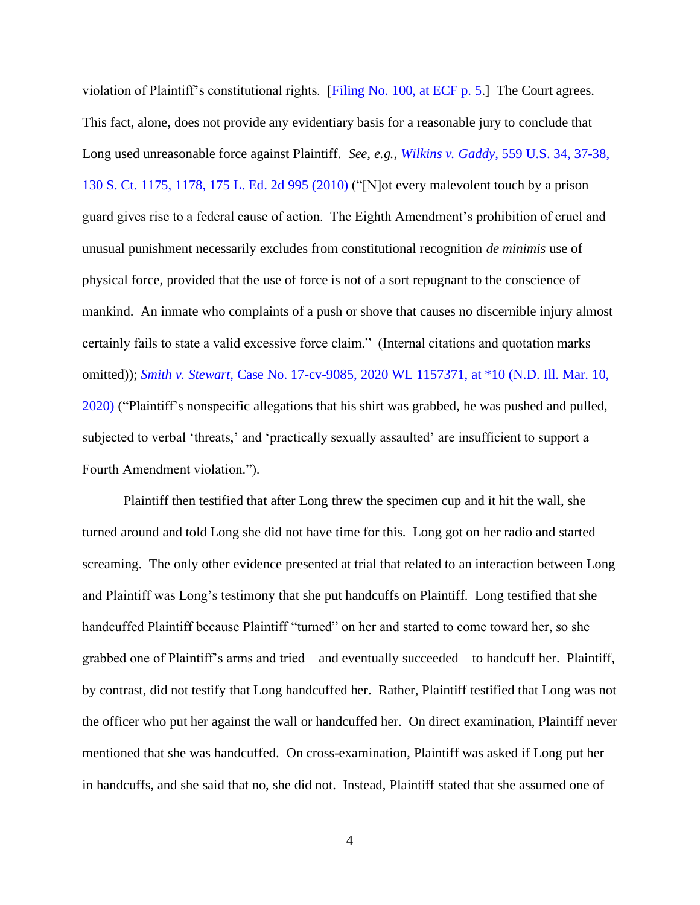violation of Plaintiff's constitutional rights. [Filing No. 100, at ECF p. 5.] The Court agrees. This fact, alone, does not provide any evidentiary basis for a reasonable jury to conclude that Long used unreasonable force against Plaintiff. *See, e.g.*, *Wilkins v. Gaddy*, 559 U.S. 34, 37-38, 130 S. Ct. 1175, 1178, 175 L. Ed. 2d 995 (2010) ("[N]ot every malevolent touch by a prison guard gives rise to a federal cause of action. The Eighth Amendment's prohibition of cruel and unusual punishment necessarily excludes from constitutional recognition *de minimis* use of physical force, provided that the use of force is not of a sort repugnant to the conscience of mankind. An inmate who complaints of a push or shove that causes no discernible injury almost certainly fails to state a valid excessive force claim." (Internal citations and quotation marks omitted)); *Smith v. Stewart*, Case No. 17-cv-9085, 2020 WL 1157371, at *10 (N.D. Ill. Mar. 10, 2020) ("Plaintiff's nonspecific allegations that his shirt was grabbed, he was pushed and pulled, subjected to verbal 'threats,' and 'practically sexually assaulted' are insufficient to support a Fourth Amendment violation.").

Plaintiff then testified that after Long threw the specimen cup and it hit the wall, she turned around and told Long she did not have time for this. Long got on her radio and started screaming. The only other evidence presented at trial that related to an interaction between Long and Plaintiff was Long's testimony that she put handcuffs on Plaintiff. Long testified that she handcuffed Plaintiff because Plaintiff "turned" on her and started to come toward her, so she grabbed one of Plaintiff's arms and tried—and eventually succeeded—to handcuff her. Plaintiff, by contrast, did not testify that Long handcuffed her. Rather, Plaintiff testified that Long was not the officer who put her against the wall or handcuffed her. On direct examination, Plaintiff never mentioned that she was handcuffed. On cross-examination, Plaintiff was asked if Long put her in handcuffs, and she said that no, she did not. Instead, Plaintiff stated that she assumed one of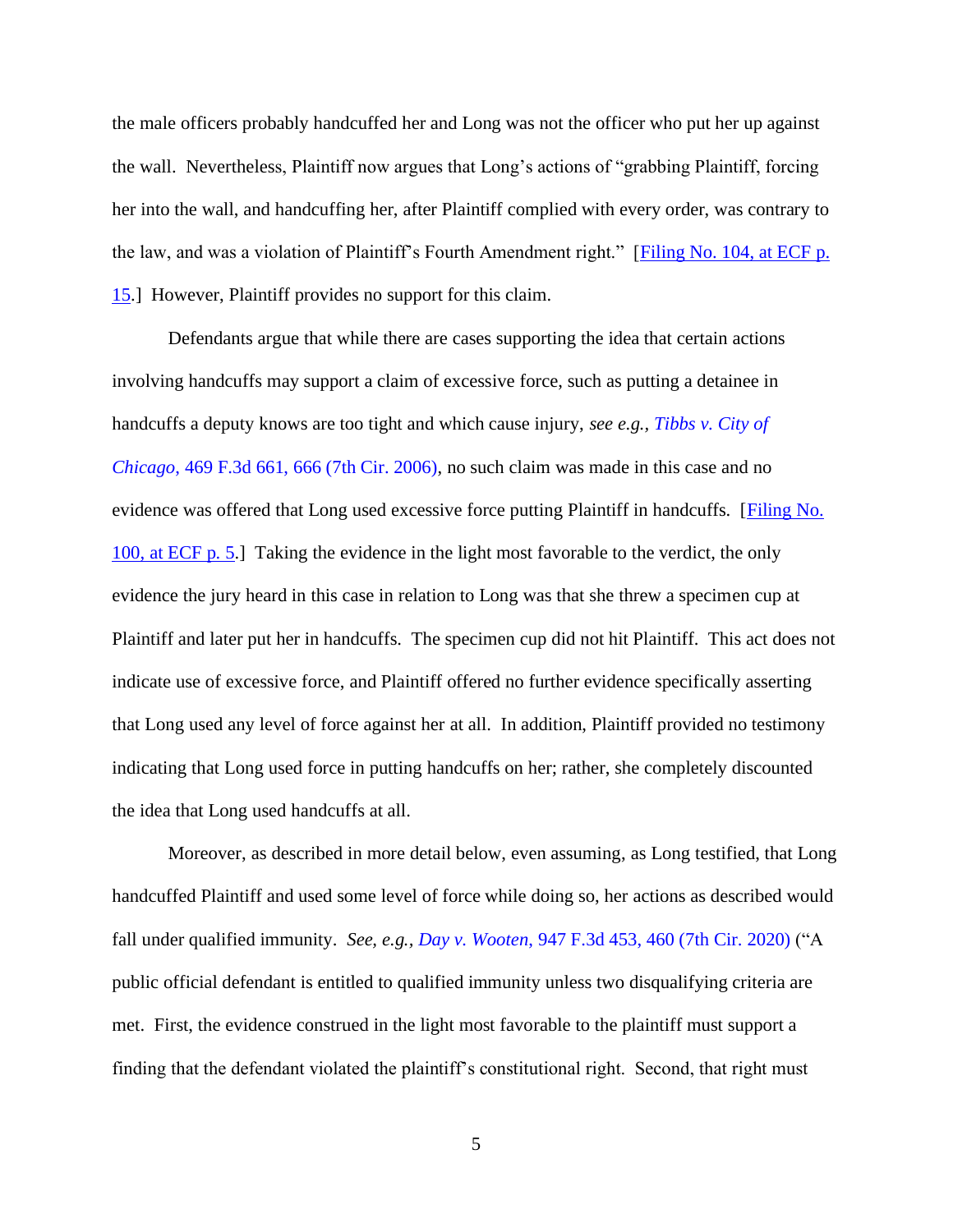the male officers probably handcuffed her and Long was not the officer who put her up against the wall. Nevertheless, Plaintiff now argues that Long's actions of "grabbing Plaintiff, forcing her into the wall, and handcuffing her, after Plaintiff complied with every order, was contrary to the law, and was a violation of Plaintiff's Fourth Amendment right." [Filing No. 104, at ECF p. 15.] However, Plaintiff provides no support for this claim.

Defendants argue that while there are cases supporting the idea that certain actions involving handcuffs may support a claim of excessive force, such as putting a detainee in handcuffs a deputy knows are too tight and which cause injury, *see e.g., Tibbs v. City of Chicago*, 469 F.3d 661, 666 (7th Cir. 2006), no such claim was made in this case and no evidence was offered that Long used excessive force putting Plaintiff in handcuffs. [Filing No. 100, at ECF p. 5.] Taking the evidence in the light most favorable to the verdict, the only evidence the jury heard in this case in relation to Long was that she threw a specimen cup at Plaintiff and later put her in handcuffs. The specimen cup did not hit Plaintiff. This act does not indicate use of excessive force, and Plaintiff offered no further evidence specifically asserting that Long used any level of force against her at all. In addition, Plaintiff provided no testimony indicating that Long used force in putting handcuffs on her; rather, she completely discounted the idea that Long used handcuffs at all.

Moreover, as described in more detail below, even assuming, as Long testified, that Long handcuffed Plaintiff and used some level of force while doing so, her actions as described would fall under qualified immunity. *See, e.g., Day v. Wooten*, 947 F.3d 453, 460 (7th Cir. 2020) ("A public official defendant is entitled to qualified immunity unless two disqualifying criteria are met. First, the evidence construed in the light most favorable to the plaintiff must support a finding that the defendant violated the plaintiff's constitutional right. Second, that right must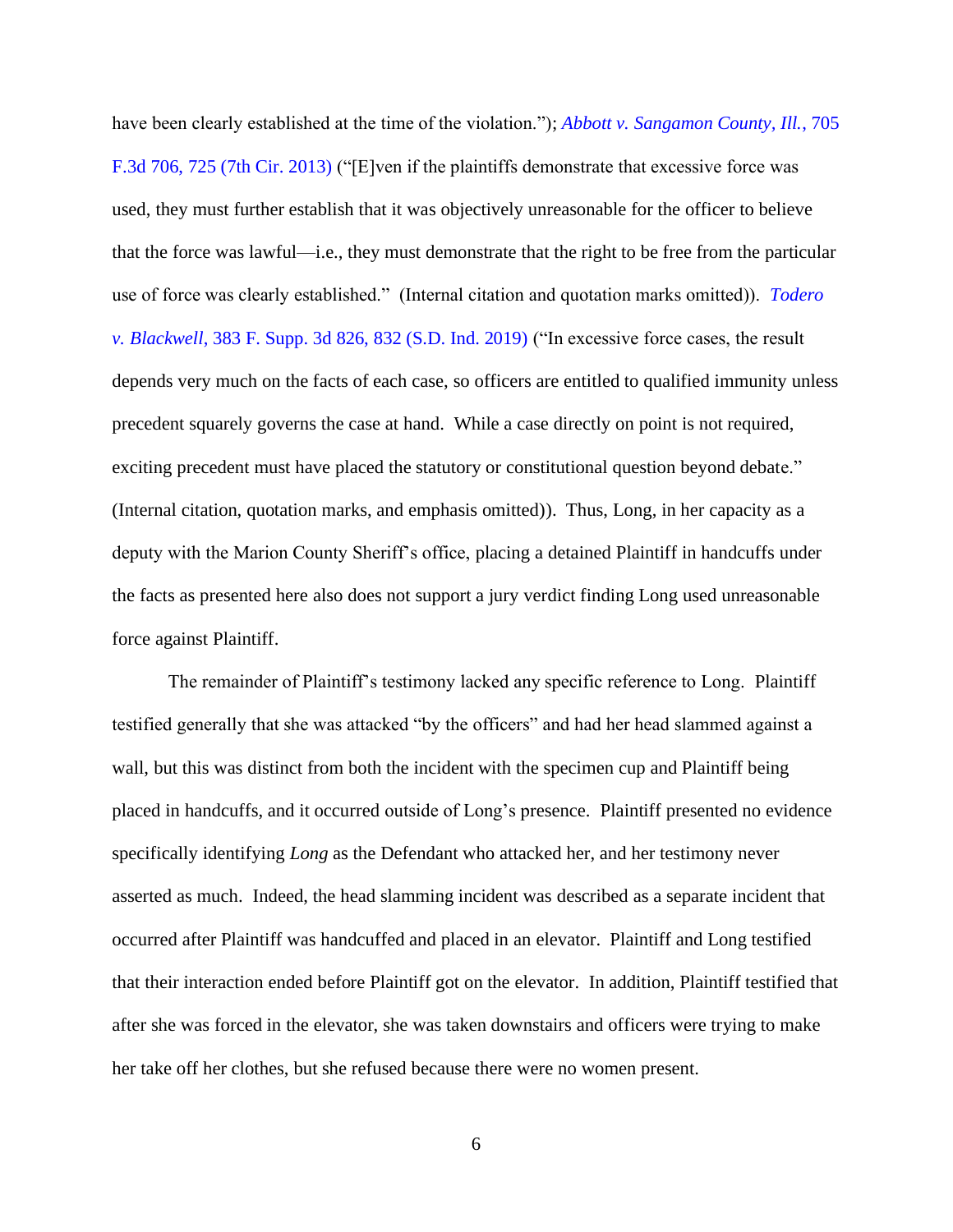have been clearly established at the time of the violation."); *Abbott v. Sangamon County, Ill.*, 705 F.3d 706, 725 (7th Cir. 2013) ("[E]ven if the plaintiffs demonstrate that excessive force was used, they must further establish that it was objectively unreasonable for the officer to believe that the force was lawful—i.e., they must demonstrate that the right to be free from the particular use of force was clearly established." (Internal citation and quotation marks omitted)). *Todero v. Blackwell*, 383 F. Supp. 3d 826, 832 (S.D. Ind. 2019) ("In excessive force cases, the result depends very much on the facts of each case, so officers are entitled to qualified immunity unless precedent squarely governs the case at hand. While a case directly on point is not required, exciting precedent must have placed the statutory or constitutional question beyond debate." (Internal citation, quotation marks, and emphasis omitted)). Thus, Long, in her capacity as a deputy with the Marion County Sheriff's office, placing a detained Plaintiff in handcuffs under the facts as presented here also does not support a jury verdict finding Long used unreasonable force against Plaintiff.

The remainder of Plaintiff's testimony lacked any specific reference to Long. Plaintiff testified generally that she was attacked "by the officers" and had her head slammed against a wall, but this was distinct from both the incident with the specimen cup and Plaintiff being placed in handcuffs, and it occurred outside of Long's presence. Plaintiff presented no evidence specifically identifying *Long* as the Defendant who attacked her, and her testimony never asserted as much. Indeed, the head slamming incident was described as a separate incident that occurred after Plaintiff was handcuffed and placed in an elevator. Plaintiff and Long testified that their interaction ended before Plaintiff got on the elevator. In addition, Plaintiff testified that after she was forced in the elevator, she was taken downstairs and officers were trying to make her take off her clothes, but she refused because there were no women present.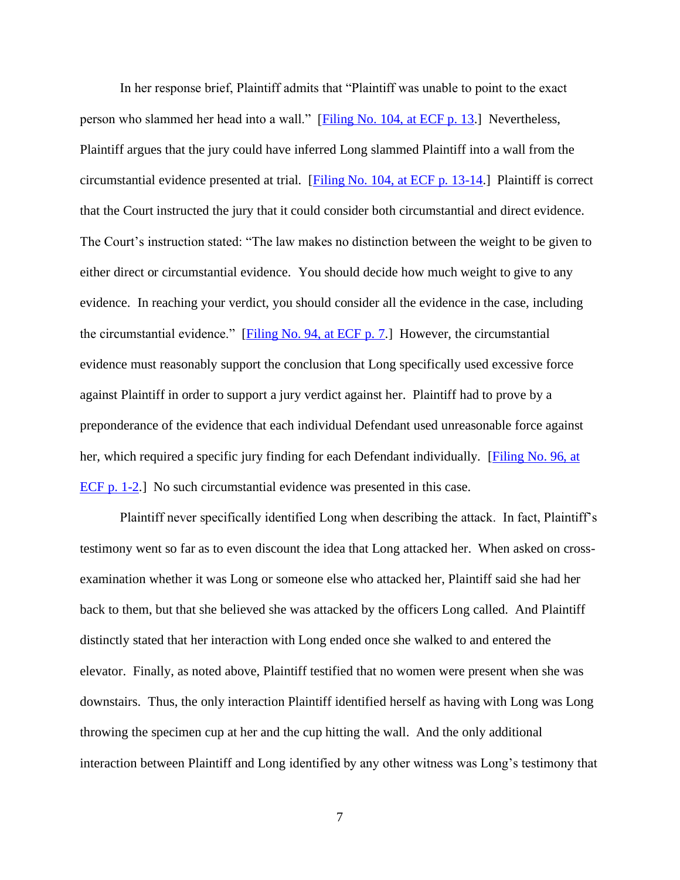In her response brief, Plaintiff admits that "Plaintiff was unable to point to the exact person who slammed her head into a wall." [Filing No. 104, at ECF p. 13.] Nevertheless, Plaintiff argues that the jury could have inferred Long slammed Plaintiff into a wall from the circumstantial evidence presented at trial. [Filing No. 104, at ECF p. 13-14.] Plaintiff is correct that the Court instructed the jury that it could consider both circumstantial and direct evidence. The Court's instruction stated: "The law makes no distinction between the weight to be given to either direct or circumstantial evidence. You should decide how much weight to give to any evidence. In reaching your verdict, you should consider all the evidence in the case, including the circumstantial evidence." [Filing No. 94, at ECF p. 7.] However, the circumstantial evidence must reasonably support the conclusion that Long specifically used excessive force against Plaintiff in order to support a jury verdict against her. Plaintiff had to prove by a preponderance of the evidence that each individual Defendant used unreasonable force against her, which required a specific jury finding for each Defendant individually. [Filing No. 96, at ECF p. 1-2.] No such circumstantial evidence was presented in this case.

Plaintiff never specifically identified Long when describing the attack. In fact, Plaintiff's testimony went so far as to even discount the idea that Long attacked her. When asked on cross-examination whether it was Long or someone else who attacked her, Plaintiff said she had her back to them, but that she believed she was attacked by the officers Long called. And Plaintiff distinctly stated that her interaction with Long ended once she walked to and entered the elevator. Finally, as noted above, Plaintiff testified that no women were present when she was downstairs. Thus, the only interaction Plaintiff identified herself as having with Long was Long throwing the specimen cup at her and the cup hitting the wall. And the only additional interaction between Plaintiff and Long identified by any other witness was Long's testimony that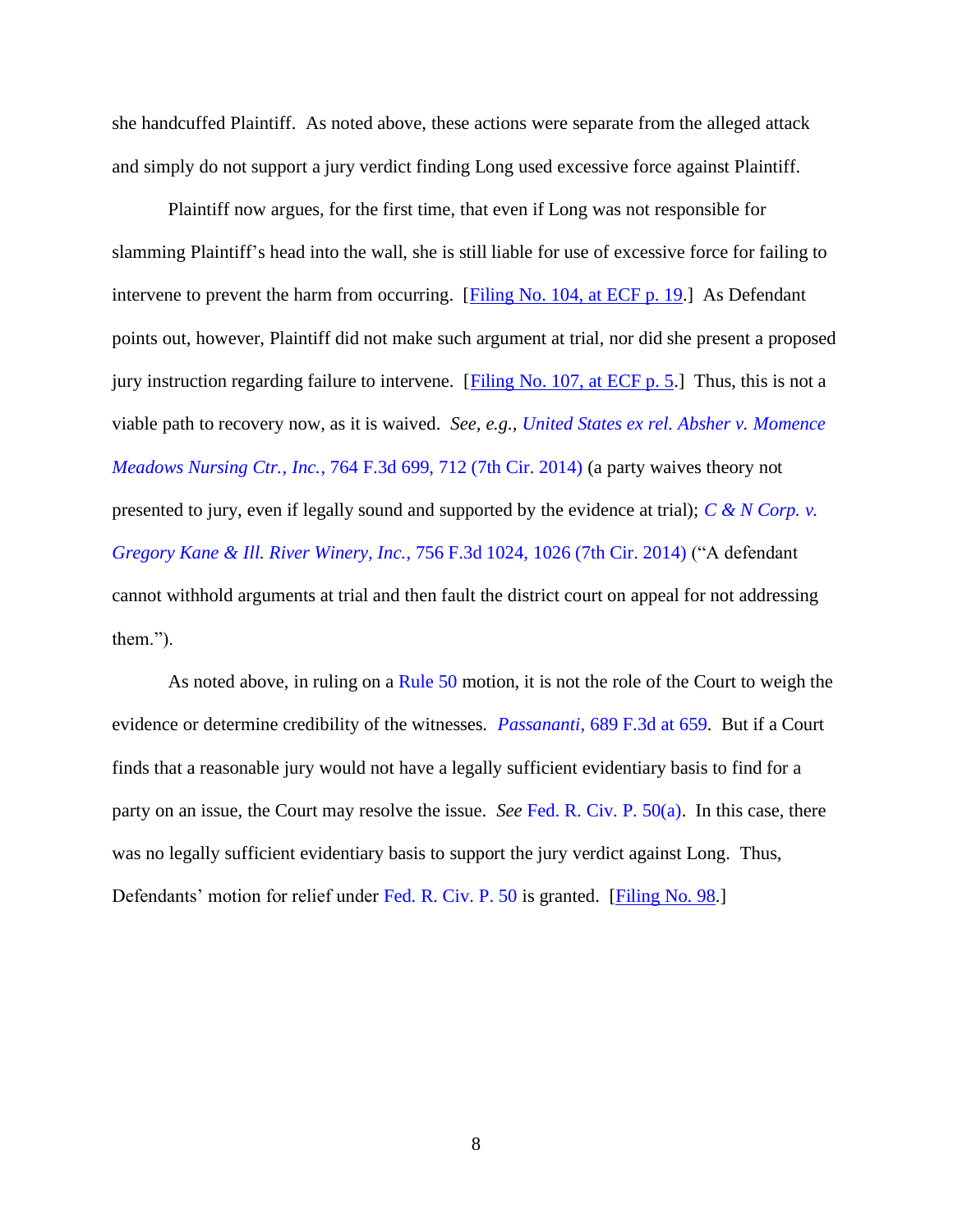she handcuffed Plaintiff. As noted above, these actions were separate from the alleged attack and simply do not support a jury verdict finding Long used excessive force against Plaintiff.

Plaintiff now argues, for the first time, that even if Long was not responsible for slamming Plaintiff's head into the wall, she is still liable for use of excessive force for failing to intervene to prevent the harm from occurring. [Filing No. 104, at ECF p. 19.] As Defendant points out, however, Plaintiff did not make such argument at trial, nor did she present a proposed jury instruction regarding failure to intervene. [Filing No. 107, at ECF p. 5.] Thus, this is not a viable path to recovery now, as it is waived. *See, e.g.*, *United States ex rel. Absher v. Momence Meadows Nursing Ctr., Inc.*, 764 F.3d 699, 712 (7th Cir. 2014) (a party waives theory not presented to jury, even if legally sound and supported by the evidence at trial); *C & N Corp. v. Gregory Kane & Ill. River Winery, Inc.*, 756 F.3d 1024, 1026 (7th Cir. 2014) ("A defendant cannot withhold arguments at trial and then fault the district court on appeal for not addressing them.").

As noted above, in ruling on a Rule 50 motion, it is not the role of the Court to weigh the evidence or determine credibility of the witnesses. *Passananti*, 689 F.3d at 659. But if a Court finds that a reasonable jury would not have a legally sufficient evidentiary basis to find for a party on an issue, the Court may resolve the issue. *See* Fed. R. Civ. P. 50(a). In this case, there was no legally sufficient evidentiary basis to support the jury verdict against Long. Thus, Defendants' motion for relief under Fed. R. Civ. P. 50 is granted. [Filing No. 98.]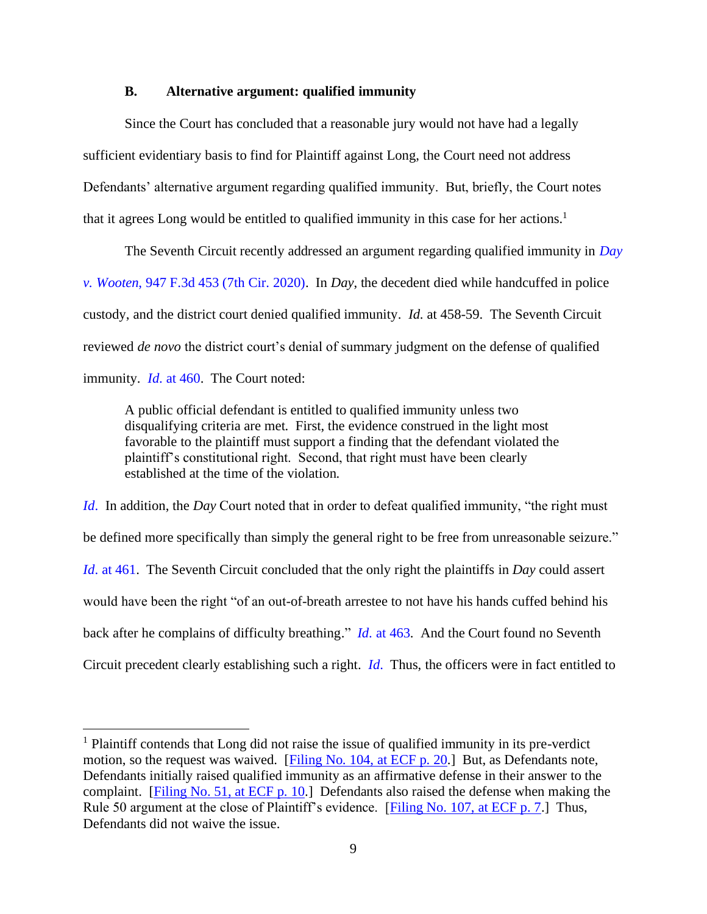### B. Alternative argument: qualified immunity

Since the Court has concluded that a reasonable jury would not have had a legally sufficient evidentiary basis to find for Plaintiff against Long, the Court need not address Defendants' alternative argument regarding qualified immunity. But, briefly, the Court notes that it agrees Long would be entitled to qualified immunity in this case for her actions.[1]

The Seventh Circuit recently addressed an argument regarding qualified immunity in *Day v. Wooten*, 947 F.3d 453 (7th Cir. 2020). In *Day*, the decedent died while handcuffed in police custody, and the district court denied qualified immunity. *Id.* at 458-59. The Seventh Circuit reviewed *de novo* the district court's denial of summary judgment on the defense of qualified immunity. *Id.* at 460. The Court noted:

> A public official defendant is entitled to qualified immunity unless two disqualifying criteria are met. First, the evidence construed in the light most favorable to the plaintiff must support a finding that the defendant violated the plaintiff's constitutional right. Second, that right must have been clearly established at the time of the violation.

*Id.* In addition, the *Day* Court noted that in order to defeat qualified immunity, "the right must be defined more specifically than simply the general right to be free from unreasonable seizure." *Id.* at 461. The Seventh Circuit concluded that the only right the plaintiffs in *Day* could assert would have been the right "of an out-of-breath arrestee to not have his hands cuffed behind his back after he complains of difficulty breathing." *Id.* at 463. And the Court found no Seventh Circuit precedent clearly establishing such a right. *Id.* Thus, the officers were in fact entitled to

---

[1] Plaintiff contends that Long did not raise the issue of qualified immunity in its pre-verdict motion, so the request was waived. [Filing No. 104, at ECF p. 20.] But, as Defendants note, Defendants initially raised qualified immunity as an affirmative defense in their answer to the complaint. [Filing No. 51, at ECF p. 10.] Defendants also raised the defense when making the Rule 50 argument at the close of Plaintiff's evidence. [Filing No. 107, at ECF p. 7.] Thus, Defendants did not waive the issue.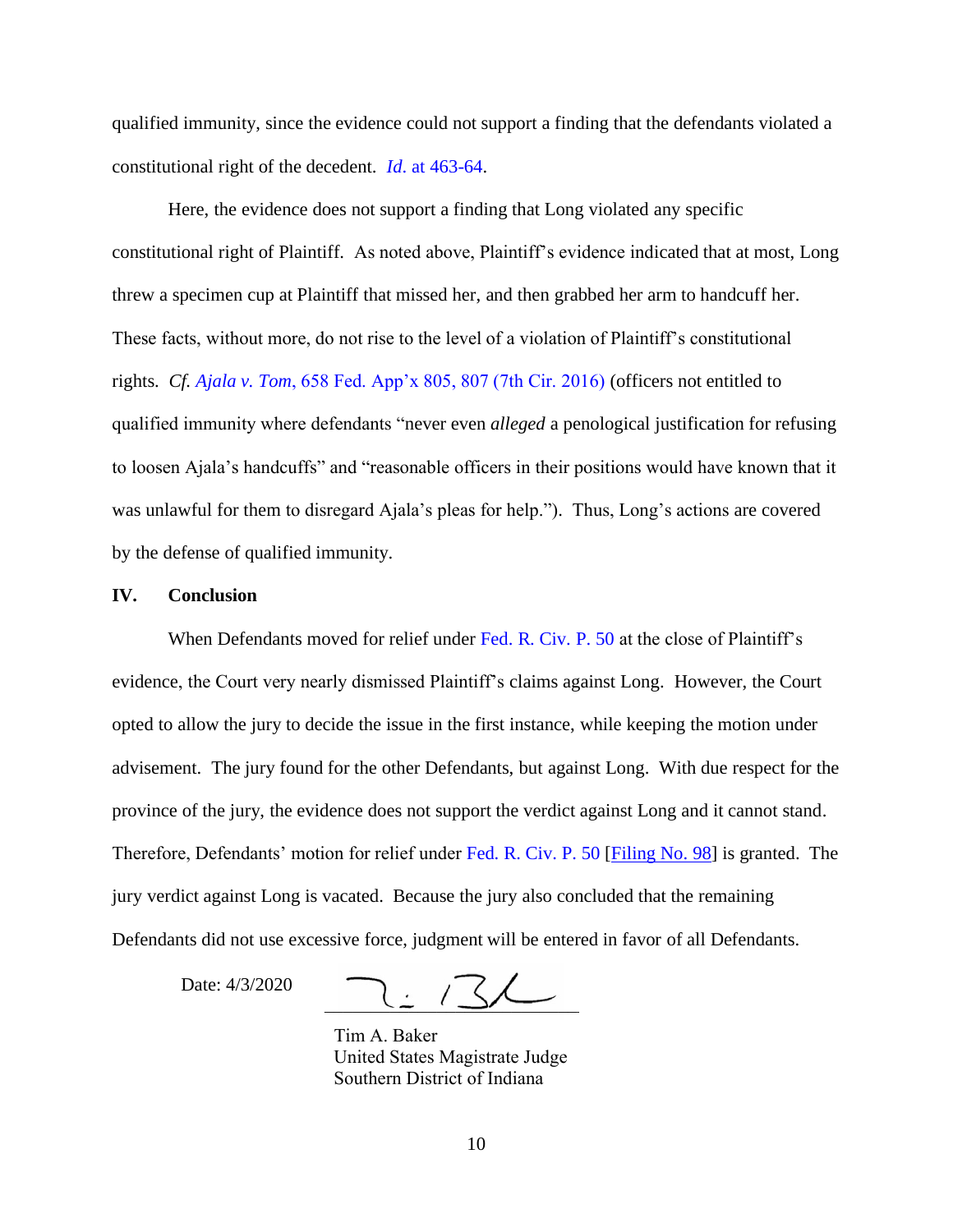qualified immunity, since the evidence could not support a finding that the defendants violated a constitutional right of the decedent. *Id*. at 463-64.

Here, the evidence does not support a finding that Long violated any specific constitutional right of Plaintiff. As noted above, Plaintiff's evidence indicated that at most, Long threw a specimen cup at Plaintiff that missed her, and then grabbed her arm to handcuff her. These facts, without more, do not rise to the level of a violation of Plaintiff's constitutional rights. *Cf. Ajala v. Tom*, 658 Fed. App'x 805, 807 (7th Cir. 2016) (officers not entitled to qualified immunity where defendants "never even *alleged* a penological justification for refusing to loosen Ajala's handcuffs" and "reasonable officers in their positions would have known that it was unlawful for them to disregard Ajala's pleas for help."). Thus, Long's actions are covered by the defense of qualified immunity.

## IV. Conclusion

When Defendants moved for relief under Fed. R. Civ. P. 50 at the close of Plaintiff's evidence, the Court very nearly dismissed Plaintiff's claims against Long. However, the Court opted to allow the jury to decide the issue in the first instance, while keeping the motion under advisement. The jury found for the other Defendants, but against Long. With due respect for the province of the jury, the evidence does not support the verdict against Long and it cannot stand. Therefore, Defendants' motion for relief under Fed. R. Civ. P. 50 [Filing No. 98] is granted. The jury verdict against Long is vacated. Because the jury also concluded that the remaining Defendants did not use excessive force, judgment will be entered in favor of all Defendants.

Date: 4/3/2020

Tim A. Baker
United States Magistrate Judge
Southern District of Indiana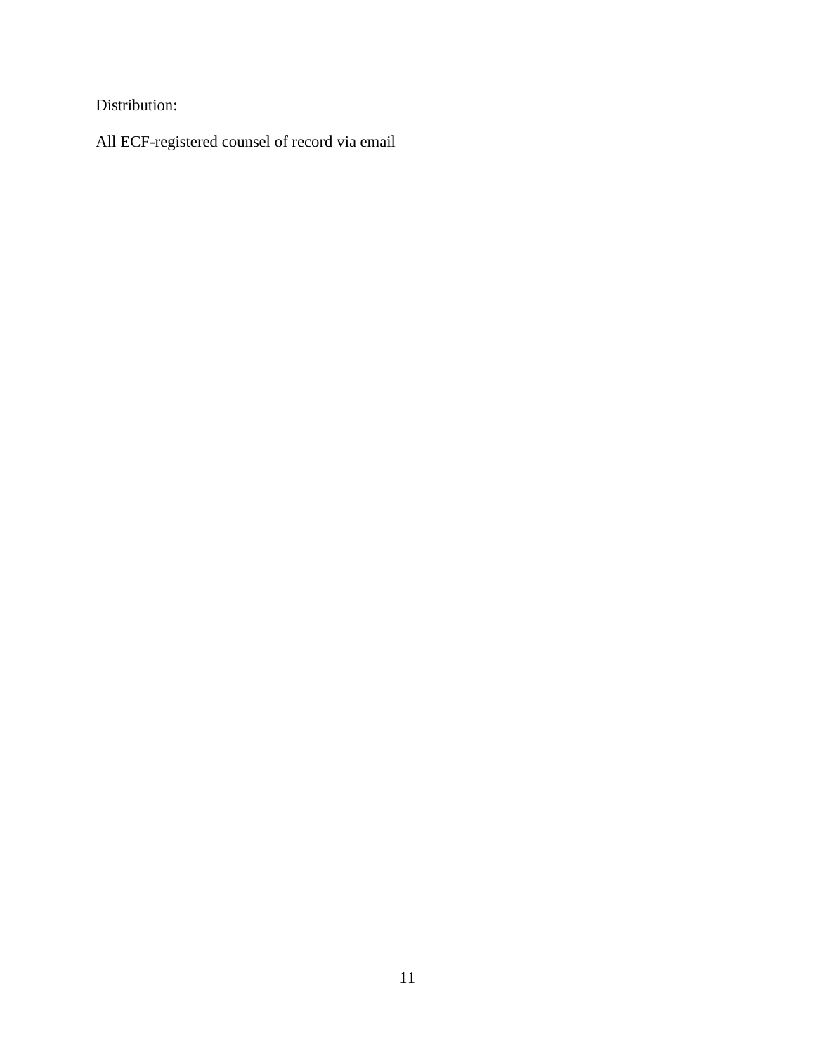Distribution:

All ECF-registered counsel of record via email